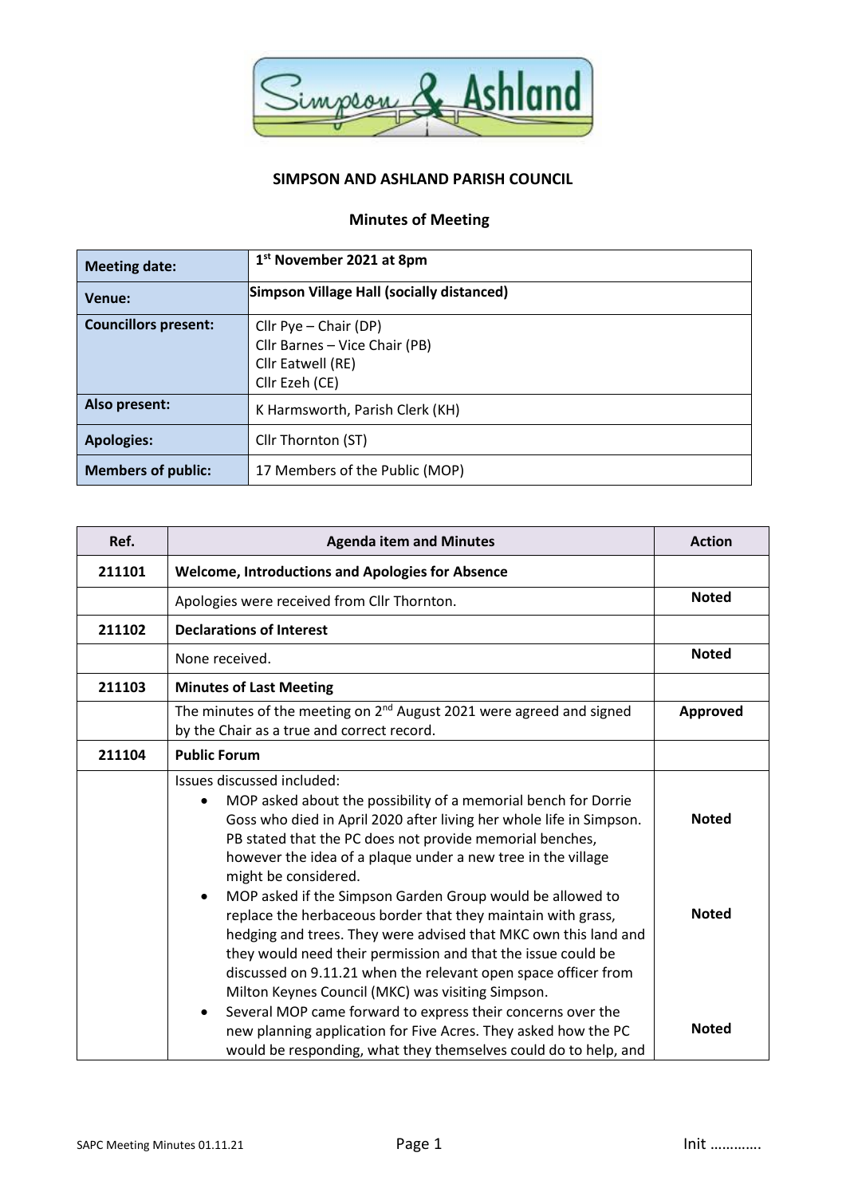**SIMPSON AND ASHLAND PARISH COUNCIL**

**Minutes of Meeting**

| | |
|---|---|
| **Meeting date:** | **1st November 2021 at 8pm** |
| **Venue:** | **Simpson Village Hall (socially distanced)** |
| **Councillors present:** | Cllr Pye – Chair (DP)<br>Cllr Barnes – Vice Chair (PB)<br>Cllr Eatwell (RE)<br>Cllr Ezeh (CE) |
| **Also present:** | K Harmsworth, Parish Clerk (KH) |
| **Apologies:** | Cllr Thornton (ST) |
| **Members of public:** | 17 Members of the Public (MOP) |

| Ref. | Agenda item and Minutes | Action |
|---|---|---|
| **211101** | **Welcome, Introductions and Apologies for Absence** | |
| | Apologies were received from Cllr Thornton. | **Noted** |
| **211102** | **Declarations of Interest** | |
| | None received. | **Noted** |
| **211103** | **Minutes of Last Meeting** | |
| | The minutes of the meeting on 2nd August 2021 were agreed and signed by the Chair as a true and correct record. | **Approved** |
| **211104** | **Public Forum** | |
| | Issues discussed included:<br>• MOP asked about the possibility of a memorial bench for Dorrie Goss who died in April 2020 after living her whole life in Simpson. PB stated that the PC does not provide memorial benches, however the idea of a plaque under a new tree in the village might be considered.<br>• MOP asked if the Simpson Garden Group would be allowed to replace the herbaceous border that they maintain with grass, hedging and trees. They were advised that MKC own this land and they would need their permission and that the issue could be discussed on 9.11.21 when the relevant open space officer from Milton Keynes Council (MKC) was visiting Simpson.<br>• Several MOP came forward to express their concerns over the new planning application for Five Acres. They asked how the PC would be responding, what they themselves could do to help, and | **Noted**<br><br><br><br>**Noted**<br><br><br><br>**Noted** |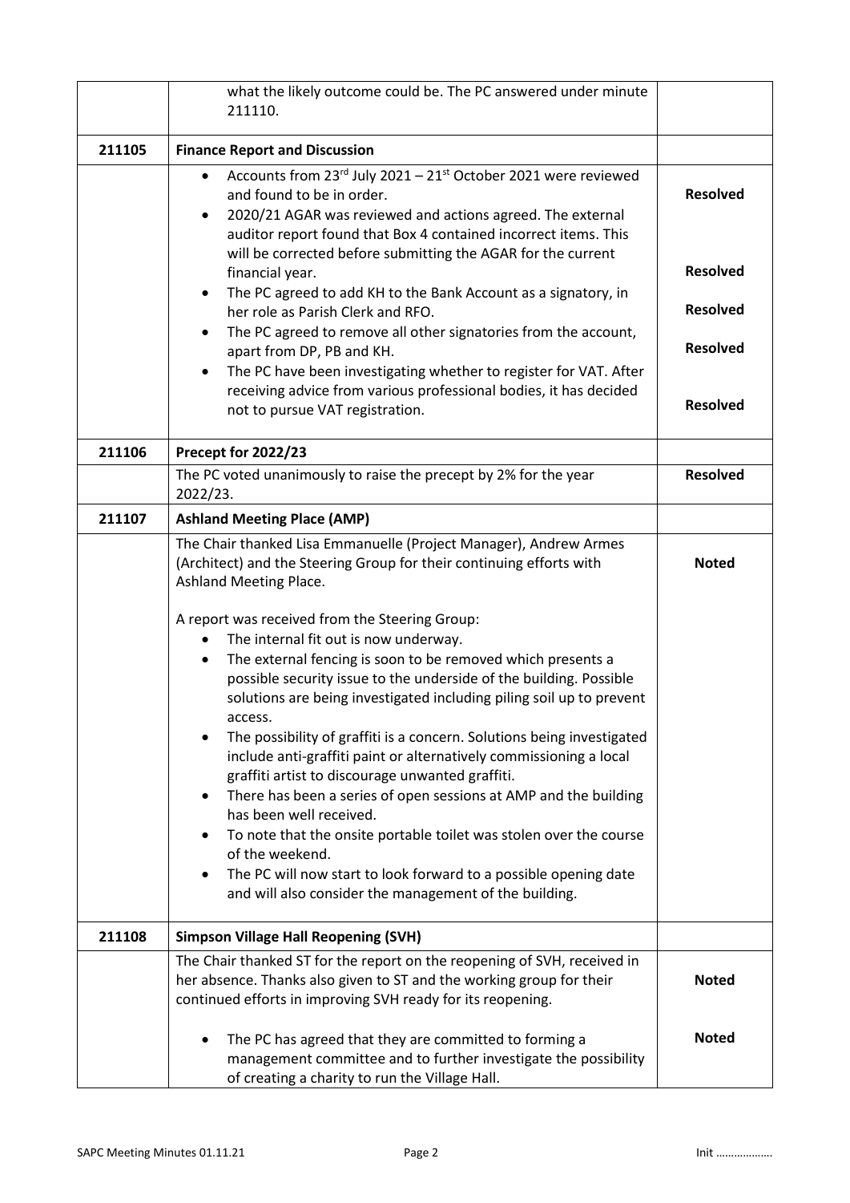| | | |
|---|---|---|
| | what the likely outcome could be. The PC answered under minute 211110. | |
| **211105** | **Finance Report and Discussion** | |
| | • Accounts from 23rd July 2021 – 21st October 2021 were reviewed and found to be in order.<br>• 2020/21 AGAR was reviewed and actions agreed. The external auditor report found that Box 4 contained incorrect items. This will be corrected before submitting the AGAR for the current financial year.<br>• The PC agreed to add KH to the Bank Account as a signatory, in her role as Parish Clerk and RFO.<br>• The PC agreed to remove all other signatories from the account, apart from DP, PB and KH.<br>• The PC have been investigating whether to register for VAT. After receiving advice from various professional bodies, it has decided not to pursue VAT registration. | **Resolved**<br><br>**Resolved**<br><br>**Resolved**<br><br>**Resolved**<br><br>**Resolved** |
| **211106** | **Precept for 2022/23** | |
| | The PC voted unanimously to raise the precept by 2% for the year 2022/23. | **Resolved** |
| **211107** | **Ashland Meeting Place (AMP)** | |
| | The Chair thanked Lisa Emmanuelle (Project Manager), Andrew Armes (Architect) and the Steering Group for their continuing efforts with Ashland Meeting Place.<br><br>A report was received from the Steering Group:<br>• The internal fit out is now underway.<br>• The external fencing is soon to be removed which presents a possible security issue to the underside of the building. Possible solutions are being investigated including piling soil up to prevent access.<br>• The possibility of graffiti is a concern. Solutions being investigated include anti-graffiti paint or alternatively commissioning a local graffiti artist to discourage unwanted graffiti.<br>• There has been a series of open sessions at AMP and the building has been well received.<br>• To note that the onsite portable toilet was stolen over the course of the weekend.<br>• The PC will now start to look forward to a possible opening date and will also consider the management of the building. | **Noted** |
| **211108** | **Simpson Village Hall Reopening (SVH)** | |
| | The Chair thanked ST for the report on the reopening of SVH, received in her absence. Thanks also given to ST and the working group for their continued efforts in improving SVH ready for its reopening.<br><br>• The PC has agreed that they are committed to forming a management committee and to further investigate the possibility of creating a charity to run the Village Hall. | **Noted**<br><br>**Noted** |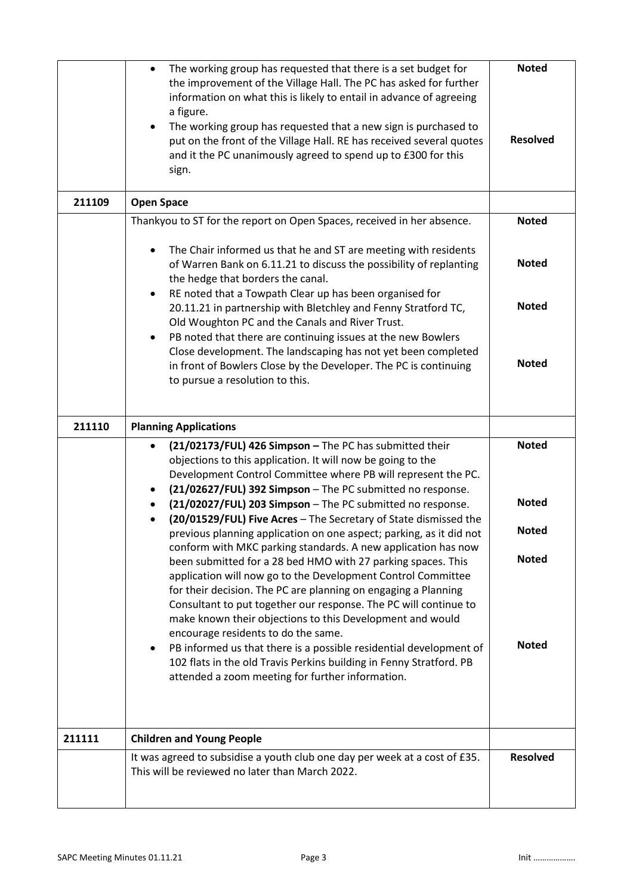| | | |
|---|---|---|
| | • The working group has requested that there is a set budget for the improvement of the Village Hall. The PC has asked for further information on what this is likely to entail in advance of agreeing a figure.<br>• The working group has requested that a new sign is purchased to put on the front of the Village Hall. RE has received several quotes and it the PC unanimously agreed to spend up to £300 for this sign. | **Noted**<br><br>**Resolved** |
| **211109** | **Open Space** | |
| | Thankyou to ST for the report on Open Spaces, received in her absence. | **Noted** |
| | • The Chair informed us that he and ST are meeting with residents of Warren Bank on 6.11.21 to discuss the possibility of replanting the hedge that borders the canal.<br>• RE noted that a Towpath Clear up has been organised for 20.11.21 in partnership with Bletchley and Fenny Stratford TC, Old Woughton PC and the Canals and River Trust.<br>• PB noted that there are continuing issues at the new Bowlers Close development. The landscaping has not yet been completed in front of Bowlers Close by the Developer. The PC is continuing to pursue a resolution to this. | **Noted**<br><br>**Noted**<br><br>**Noted** |
| **211110** | **Planning Applications** | |
| | • **(21/02173/FUL) 426 Simpson –** The PC has submitted their objections to this application. It will now be going to the Development Control Committee where PB will represent the PC.<br>• **(21/02627/FUL) 392 Simpson** – The PC submitted no response.<br>• **(21/02027/FUL) 203 Simpson** – The PC submitted no response.<br>• **(20/01529/FUL) Five Acres** – The Secretary of State dismissed the previous planning application on one aspect; parking, as it did not conform with MKC parking standards. A new application has now been submitted for a 28 bed HMO with 27 parking spaces. This application will now go to the Development Control Committee for their decision. The PC are planning on engaging a Planning Consultant to put together our response. The PC will continue to make known their objections to this Development and would encourage residents to do the same.<br>• PB informed us that there is a possible residential development of 102 flats in the old Travis Perkins building in Fenny Stratford. PB attended a zoom meeting for further information. | **Noted**<br><br>**Noted**<br><br>**Noted**<br><br>**Noted**<br><br>**Noted** |
| **211111** | **Children and Young People** | |
| | It was agreed to subsidise a youth club one day per week at a cost of £35. This will be reviewed no later than March 2022. | **Resolved** |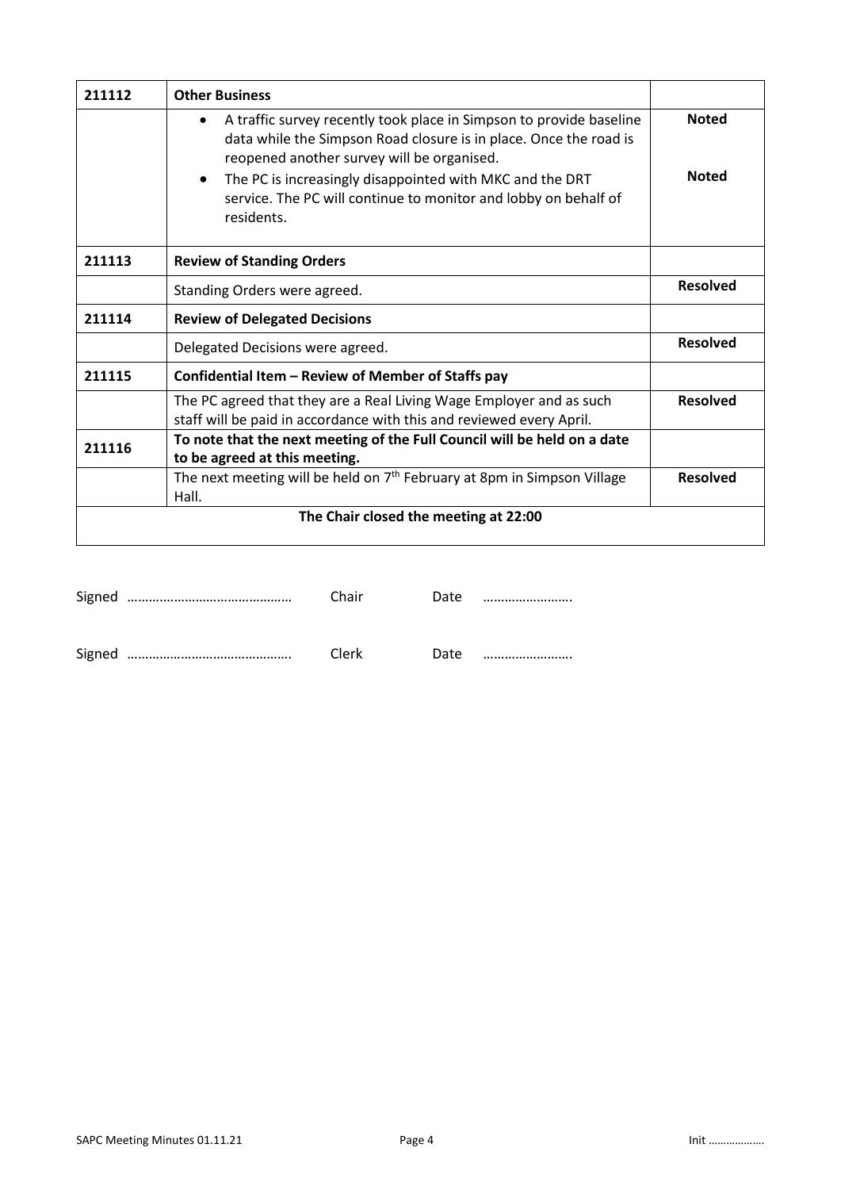| | | |
|---|---|---|
| **211112** | **Other Business** | |
| | • A traffic survey recently took place in Simpson to provide baseline data while the Simpson Road closure is in place. Once the road is reopened another survey will be organised.<br>• The PC is increasingly disappointed with MKC and the DRT service. The PC will continue to monitor and lobby on behalf of residents. | **Noted**<br><br>**Noted** |
| **211113** | **Review of Standing Orders** | |
| | Standing Orders were agreed. | **Resolved** |
| **211114** | **Review of Delegated Decisions** | |
| | Delegated Decisions were agreed. | **Resolved** |
| **211115** | **Confidential Item – Review of Member of Staffs pay** | |
| | The PC agreed that they are a Real Living Wage Employer and as such staff will be paid in accordance with this and reviewed every April. | **Resolved** |
| **211116** | **To note that the next meeting of the Full Council will be held on a date to be agreed at this meeting.** | |
| | The next meeting will be held on 7th February at 8pm in Simpson Village Hall. | **Resolved** |
| **The Chair closed the meeting at 22:00** | | |

Signed ……………………………………… Chair Date …………………….

Signed ……………………………………… Clerk Date …………………….

Init ………………